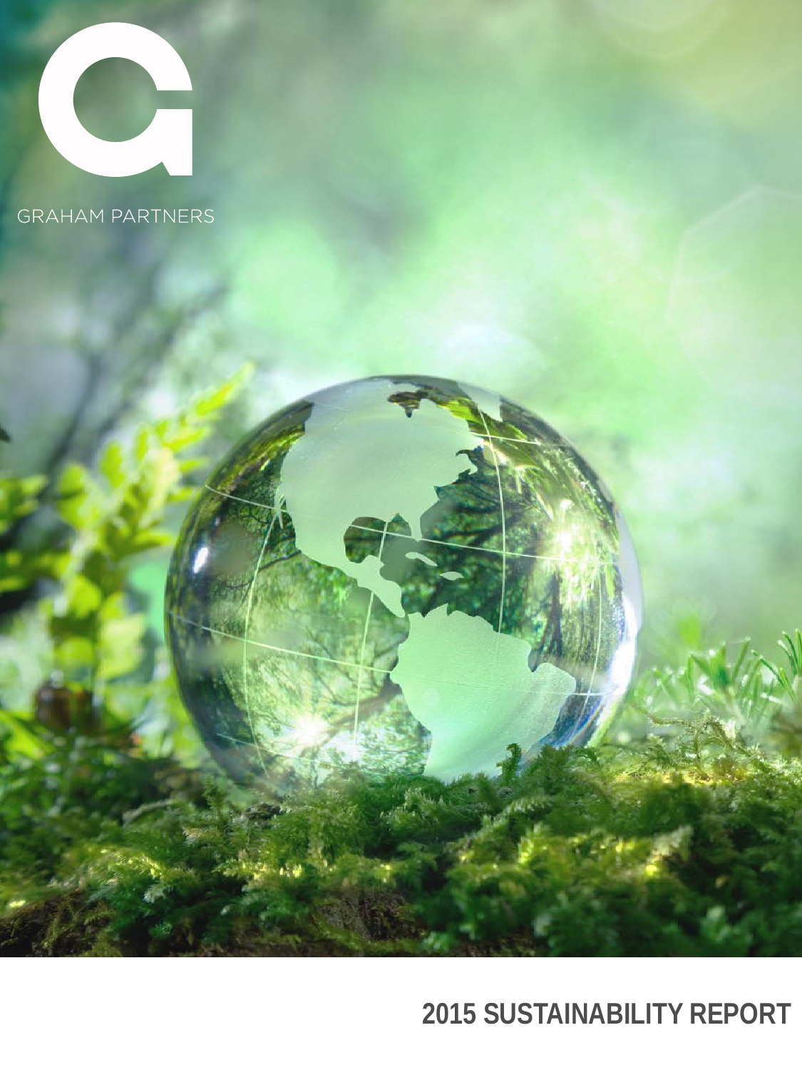GRAHAM PARTNERS

# 2015 SUSTAINABILITY REPORT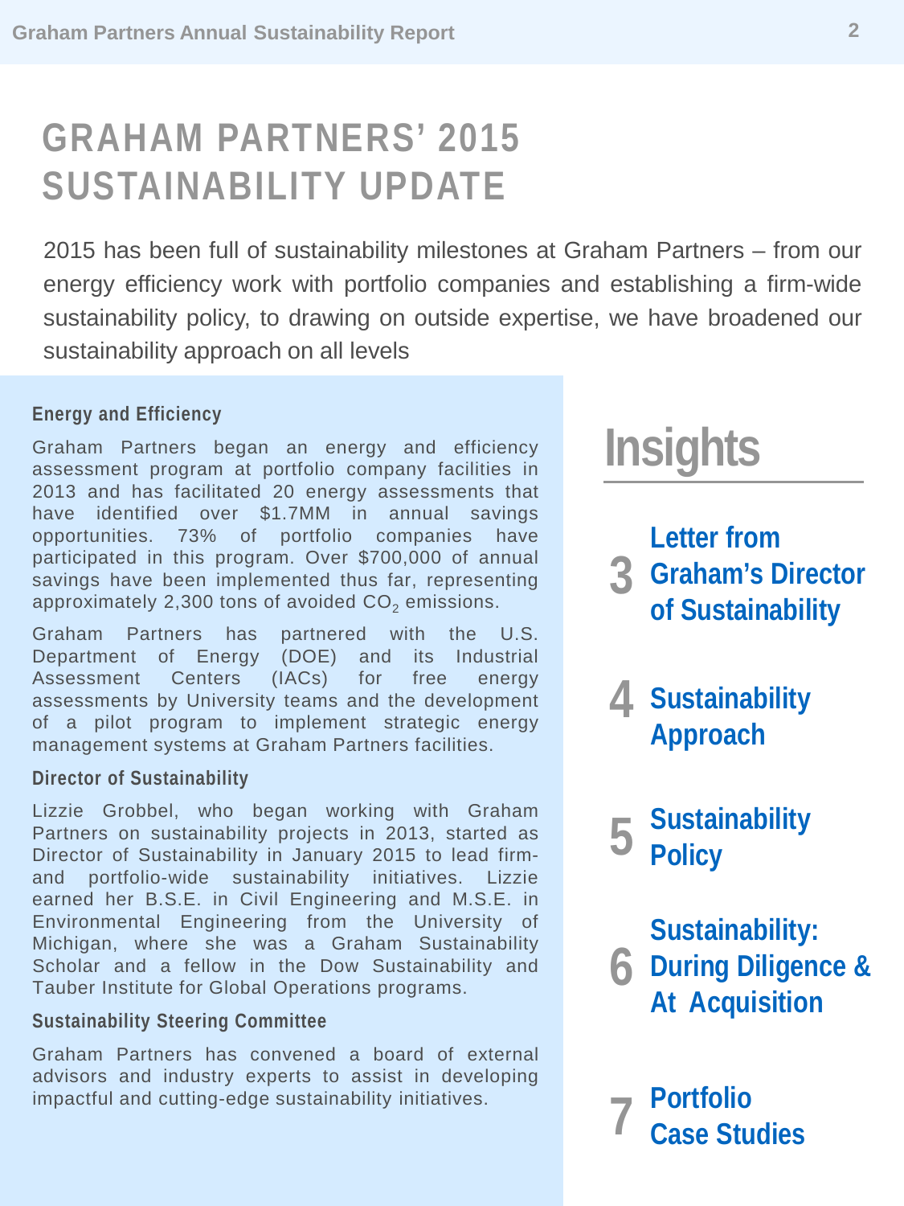# GRAHAM PARTNERS' 2015 SUSTAINABILITY UPDATE

2015 has been full of sustainability milestones at Graham Partners – from our energy efficiency work with portfolio companies and establishing a firm-wide sustainability policy, to drawing on outside expertise, we have broadened our sustainability approach on all levels

### Energy and Efficiency

Graham Partners began an energy and efficiency assessment program at portfolio company facilities in 2013 and has facilitated 20 energy assessments that have identified over $1.7MM in annual savings opportunities. 73% of portfolio companies have participated in this program. Over $700,000 of annual savings have been implemented thus far, representing approximately 2,300 tons of avoided $CO_2$ emissions.

Graham Partners has partnered with the U.S. Department of Energy (DOE) and its Industrial Assessment Centers (IACs) for free energy assessments by University teams and the development of a pilot program to implement strategic energy management systems at Graham Partners facilities.

### Director of Sustainability

Lizzie Grobbel, who began working with Graham Partners on sustainability projects in 2013, started as Director of Sustainability in January 2015 to lead firm- and portfolio-wide sustainability initiatives. Lizzie earned her B.S.E. in Civil Engineering and M.S.E. in Environmental Engineering from the University of Michigan, where she was a Graham Sustainability Scholar and a fellow in the Dow Sustainability and Tauber Institute for Global Operations programs.

### Sustainability Steering Committee

Graham Partners has convened a board of external advisors and industry experts to assist in developing impactful and cutting-edge sustainability initiatives.

## Insights

- **3** Letter from Graham's Director of Sustainability
- **4** Sustainability Approach
- **5** Sustainability Policy
- **6** Sustainability: During Diligence & At Acquisition
- **7** Portfolio Case Studies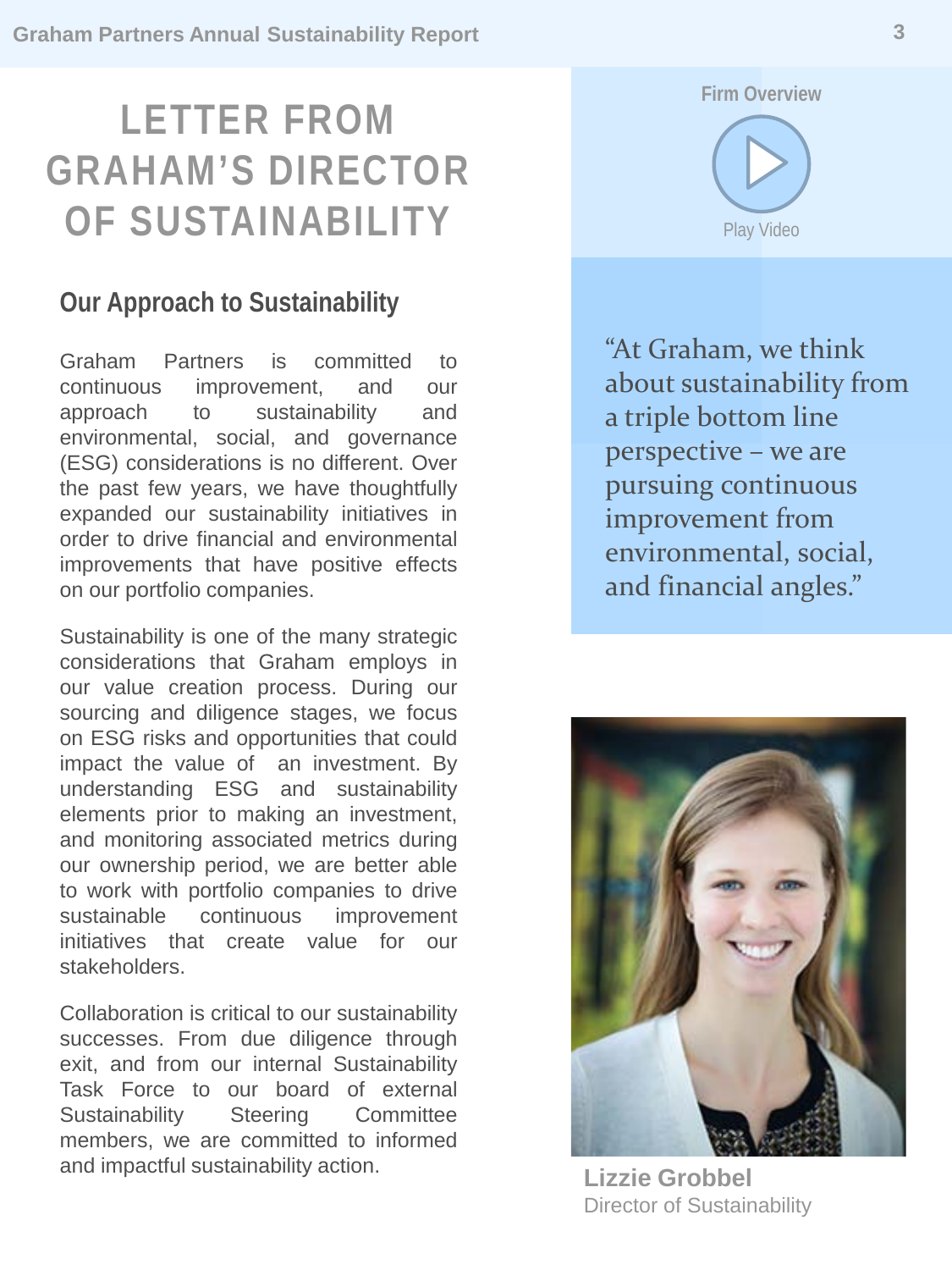# LETTER FROM GRAHAM'S DIRECTOR OF SUSTAINABILITY

## Our Approach to Sustainability

Graham Partners is committed to continuous improvement, and our approach to sustainability and environmental, social, and governance (ESG) considerations is no different. Over the past few years, we have thoughtfully expanded our sustainability initiatives in order to drive financial and environmental improvements that have positive effects on our portfolio companies.

Sustainability is one of the many strategic considerations that Graham employs in our value creation process. During our sourcing and diligence stages, we focus on ESG risks and opportunities that could impact the value of an investment. By understanding ESG and sustainability elements prior to making an investment, and monitoring associated metrics during our ownership period, we are better able to work with portfolio companies to drive sustainable continuous improvement initiatives that create value for our stakeholders.

Collaboration is critical to our sustainability successes. From due diligence through exit, and from our internal Sustainability Task Force to our board of external Sustainability Steering Committee members, we are committed to informed and impactful sustainability action.

Firm Overview

Play Video

> "At Graham, we think about sustainability from a triple bottom line perspective – we are pursuing continuous improvement from environmental, social, and financial angles."

**Lizzie Grobbel**
Director of Sustainability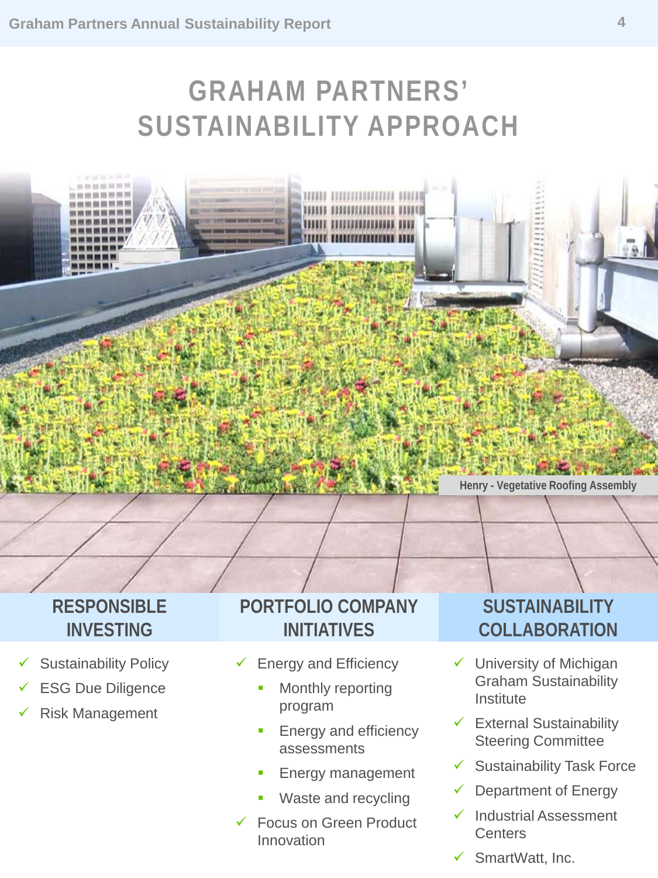# GRAHAM PARTNERS' SUSTAINABILITY APPROACH

Henry - Vegetative Roofing Assembly

## RESPONSIBLE INVESTING

- ✓ Sustainability Policy
- ✓ ESG Due Diligence
- ✓ Risk Management

## PORTFOLIO COMPANY INITIATIVES

- ✓ Energy and Efficiency
  - Monthly reporting program
  - Energy and efficiency assessments
  - Energy management
  - Waste and recycling
- ✓ Focus on Green Product Innovation

## SUSTAINABILITY COLLABORATION

- ✓ University of Michigan Graham Sustainability Institute
- ✓ External Sustainability Steering Committee
- ✓ Sustainability Task Force
- ✓ Department of Energy
- ✓ Industrial Assessment Centers
- ✓ SmartWatt, Inc.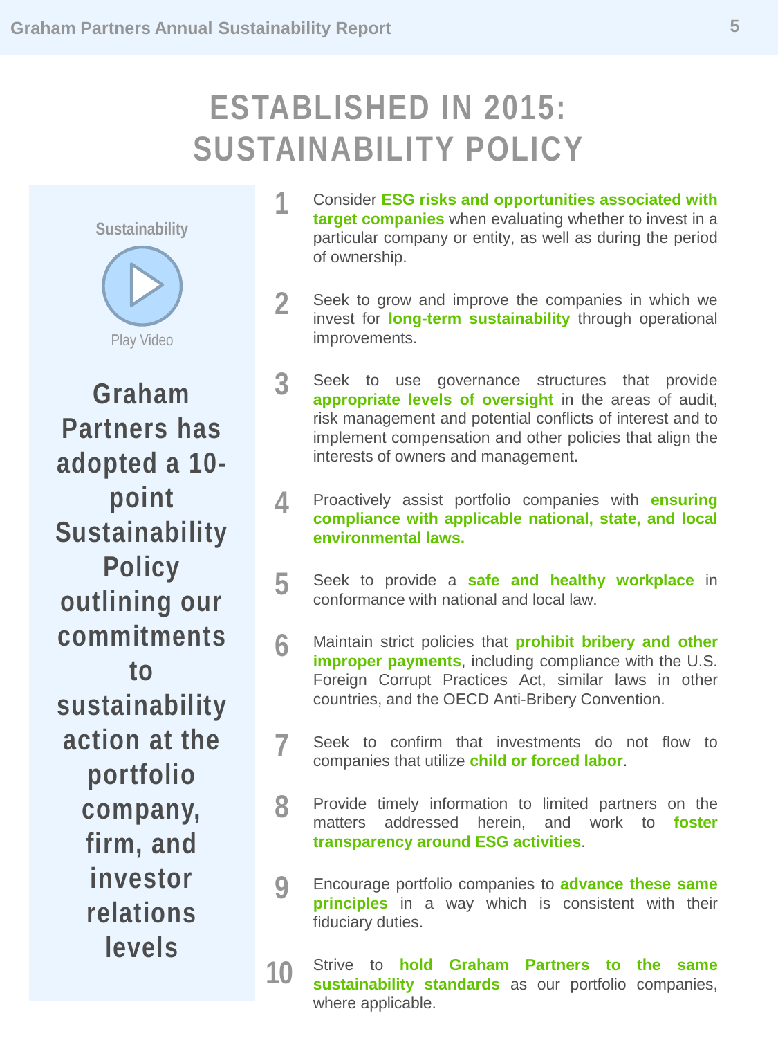# ESTABLISHED IN 2015: SUSTAINABILITY POLICY

Sustainability

Play Video

**Graham Partners has adopted a 10-point Sustainability Policy outlining our commitments to sustainability action at the portfolio company, firm, and investor relations levels**

1. Consider **ESG risks and opportunities associated with target companies** when evaluating whether to invest in a particular company or entity, as well as during the period of ownership.

2. Seek to grow and improve the companies in which we invest for **long-term sustainability** through operational improvements.

3. Seek to use governance structures that provide **appropriate levels of oversight** in the areas of audit, risk management and potential conflicts of interest and to implement compensation and other policies that align the interests of owners and management.

4. Proactively assist portfolio companies with **ensuring compliance with applicable national, state, and local environmental laws.**

5. Seek to provide a **safe and healthy workplace** in conformance with national and local law.

6. Maintain strict policies that **prohibit bribery and other improper payments**, including compliance with the U.S. Foreign Corrupt Practices Act, similar laws in other countries, and the OECD Anti-Bribery Convention.

7. Seek to confirm that investments do not flow to companies that utilize **child or forced labor**.

8. Provide timely information to limited partners on the matters addressed herein, and work to **foster transparency around ESG activities**.

9. Encourage portfolio companies to **advance these same principles** in a way which is consistent with their fiduciary duties.

10. Strive to **hold Graham Partners to the same sustainability standards** as our portfolio companies, where applicable.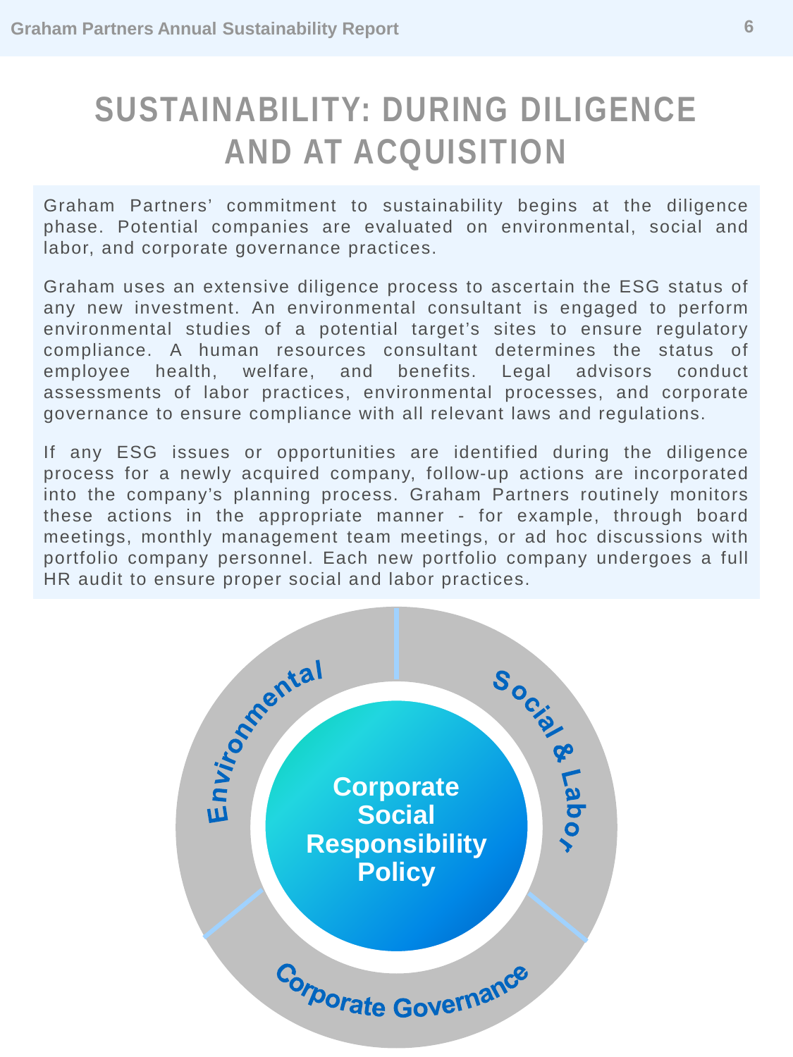# SUSTAINABILITY: DURING DILIGENCE AND AT ACQUISITION

Graham Partners' commitment to sustainability begins at the diligence phase. Potential companies are evaluated on environmental, social and labor, and corporate governance practices.

Graham uses an extensive diligence process to ascertain the ESG status of any new investment. An environmental consultant is engaged to perform environmental studies of a potential target's sites to ensure regulatory compliance. A human resources consultant determines the status of employee health, welfare, and benefits. Legal advisors conduct assessments of labor practices, environmental processes, and corporate governance to ensure compliance with all relevant laws and regulations.

If any ESG issues or opportunities are identified during the diligence process for a newly acquired company, follow-up actions are incorporated into the company's planning process. Graham Partners routinely monitors these actions in the appropriate manner - for example, through board meetings, monthly management team meetings, or ad hoc discussions with portfolio company personnel. Each new portfolio company undergoes a full HR audit to ensure proper social and labor practices.

Environmental

Social & Labor

Corporate Governance

Corporate Social Responsibility Policy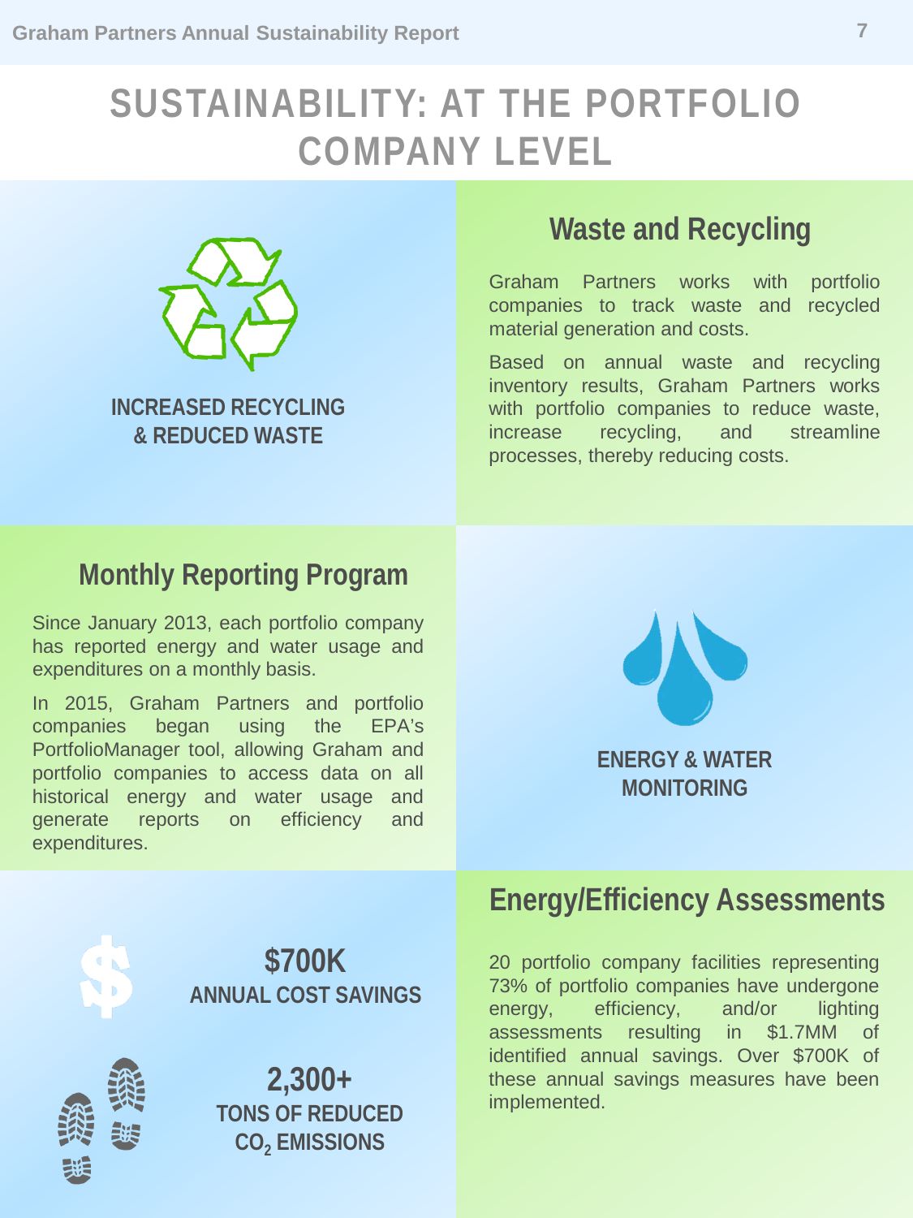# SUSTAINABILITY: AT THE PORTFOLIO COMPANY LEVEL

**INCREASED RECYCLING & REDUCED WASTE**

## Waste and Recycling

Graham Partners works with portfolio companies to track waste and recycled material generation and costs.

Based on annual waste and recycling inventory results, Graham Partners works with portfolio companies to reduce waste, increase recycling, and streamline processes, thereby reducing costs.

## Monthly Reporting Program

Since January 2013, each portfolio company has reported energy and water usage and expenditures on a monthly basis.

In 2015, Graham Partners and portfolio companies began using the EPA's PortfolioManager tool, allowing Graham and portfolio companies to access data on all historical energy and water usage and generate reports on efficiency and expenditures.

**ENERGY & WATER MONITORING**

**$700K**
**ANNUAL COST SAVINGS**

**2,300+**
**TONS OF REDUCED $CO_2$ EMISSIONS**

## Energy/Efficiency Assessments

20 portfolio company facilities representing 73% of portfolio companies have undergone energy, efficiency, and/or lighting assessments resulting in $1.7MM of identified annual savings. Over $700K of these annual savings measures have been implemented.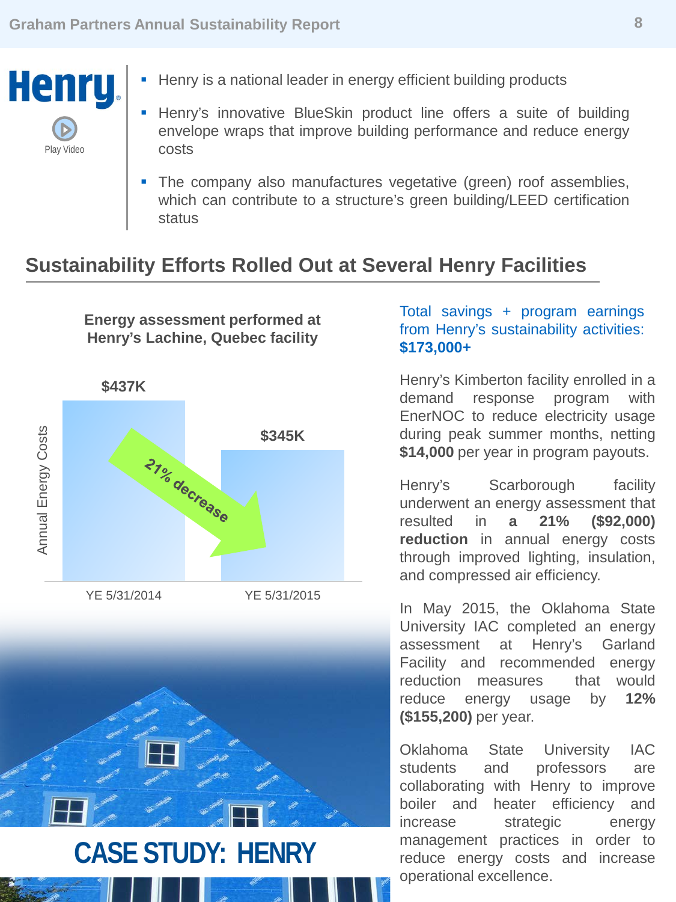Henry

Play Video

- Henry is a national leader in energy efficient building products
- Henry's innovative BlueSkin product line offers a suite of building envelope wraps that improve building performance and reduce energy costs
- The company also manufactures vegetative (green) roof assemblies, which can contribute to a structure's green building/LEED certification status

## Sustainability Efforts Rolled Out at Several Henry Facilities

**Energy assessment performed at Henry's Lachine, Quebec facility**

| | YE 5/31/2014 | YE 5/31/2015 |
|---|---|---|
| Annual Energy Costs | $437K | $345K |

21% decrease

# CASE STUDY: HENRY

Total savings + program earnings from Henry's sustainability activities: **$173,000+**

Henry's Kimberton facility enrolled in a demand response program with EnerNOC to reduce electricity usage during peak summer months, netting **$14,000** per year in program payouts.

Henry's Scarborough facility underwent an energy assessment that resulted in **a 21% ($92,000) reduction** in annual energy costs through improved lighting, insulation, and compressed air efficiency.

In May 2015, the Oklahoma State University IAC completed an energy assessment at Henry's Garland Facility and recommended energy reduction measures that would reduce energy usage by **12% ($155,200)** per year.

Oklahoma State University IAC students and professors are collaborating with Henry to improve boiler and heater efficiency and increase strategic energy management practices in order to reduce energy costs and increase operational excellence.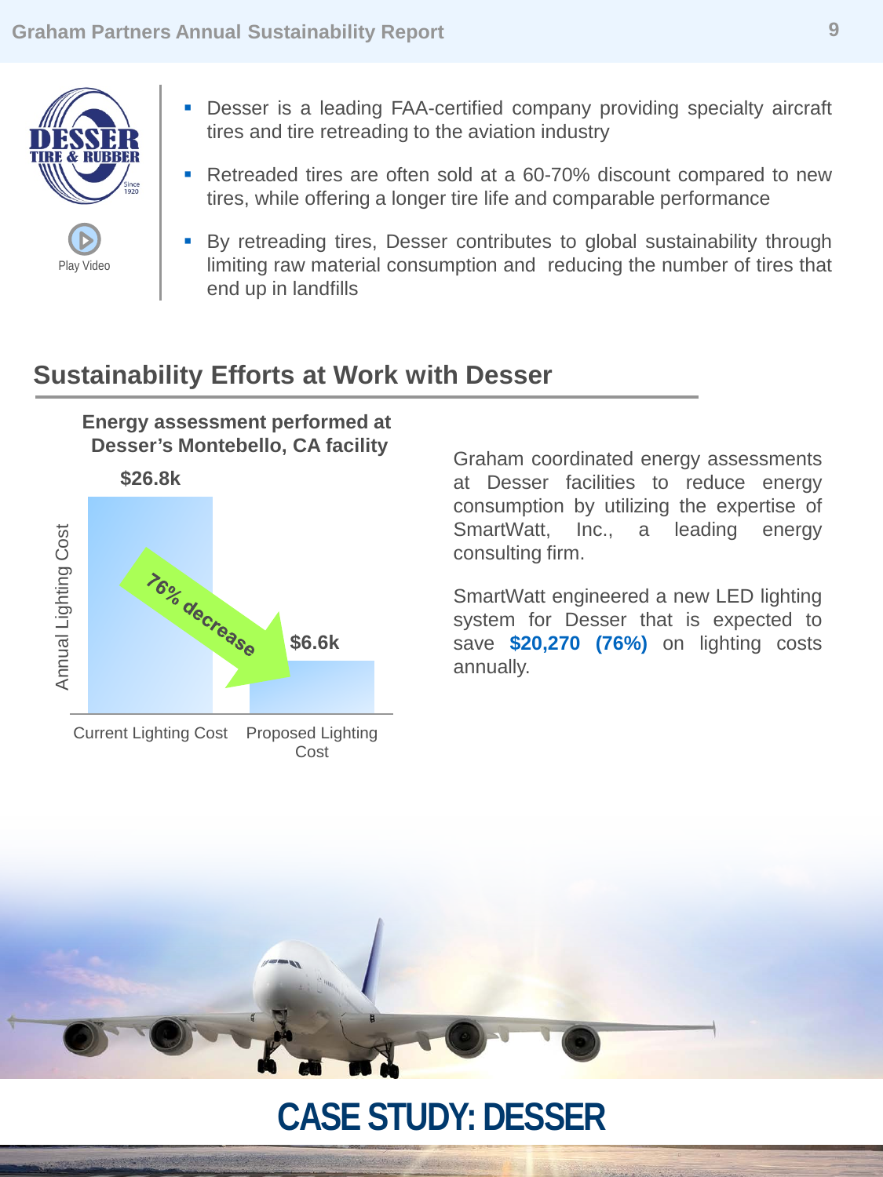- Desser is a leading FAA-certified company providing specialty aircraft tires and tire retreading to the aviation industry
- Retreaded tires are often sold at a 60-70% discount compared to new tires, while offering a longer tire life and comparable performance
- By retreading tires, Desser contributes to global sustainability through limiting raw material consumption and reducing the number of tires that end up in landfills

Play Video

## Sustainability Efforts at Work with Desser

**Energy assessment performed at Desser's Montebello, CA facility**

| | Annual Lighting Cost |
|---|---|
| Current Lighting Cost | $26.8k |
| Proposed Lighting Cost | $6.6k |

76% decrease

Graham coordinated energy assessments at Desser facilities to reduce energy consumption by utilizing the expertise of SmartWatt, Inc., a leading energy consulting firm.

SmartWatt engineered a new LED lighting system for Desser that is expected to save **$20,270 (76%)** on lighting costs annually.

# CASE STUDY: DESSER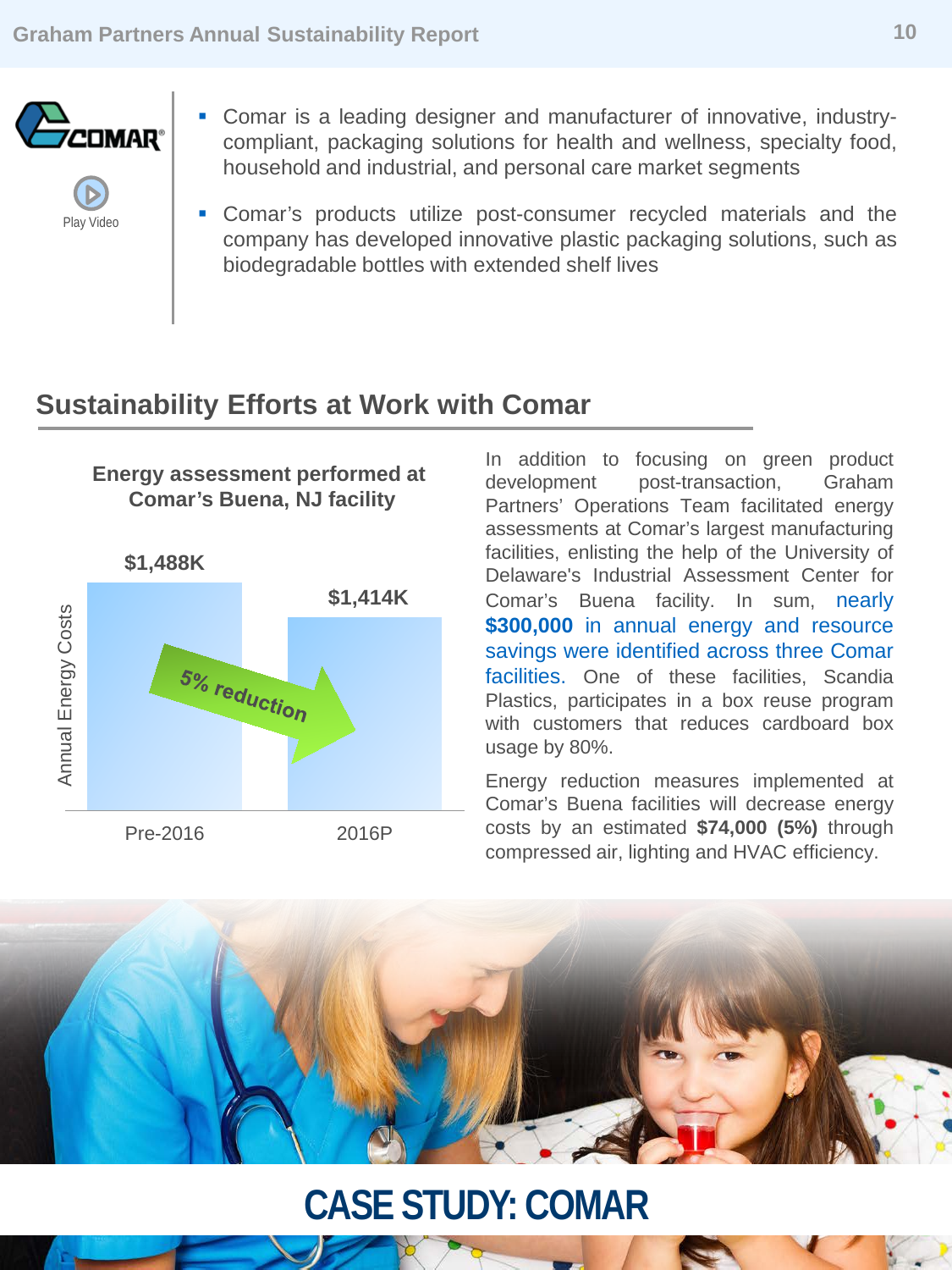- Comar is a leading designer and manufacturer of innovative, industry-compliant, packaging solutions for health and wellness, specialty food, household and industrial, and personal care market segments
- Comar's products utilize post-consumer recycled materials and the company has developed innovative plastic packaging solutions, such as biodegradable bottles with extended shelf lives

## Sustainability Efforts at Work with Comar

**Energy assessment performed at Comar's Buena, NJ facility**

| | Pre-2016 | 2016P |
|---|---|---|
| Annual Energy Costs | $1,488K | $1,414K |

5% reduction

In addition to focusing on green product development post-transaction, Graham Partners' Operations Team facilitated energy assessments at Comar's largest manufacturing facilities, enlisting the help of the University of Delaware's Industrial Assessment Center for Comar's Buena facility. In sum, nearly **$300,000** in annual energy and resource savings were identified across three Comar facilities. One of these facilities, Scandia Plastics, participates in a box reuse program with customers that reduces cardboard box usage by 80%.

Energy reduction measures implemented at Comar's Buena facilities will decrease energy costs by an estimated **$74,000 (5%)** through compressed air, lighting and HVAC efficiency.

# CASE STUDY: COMAR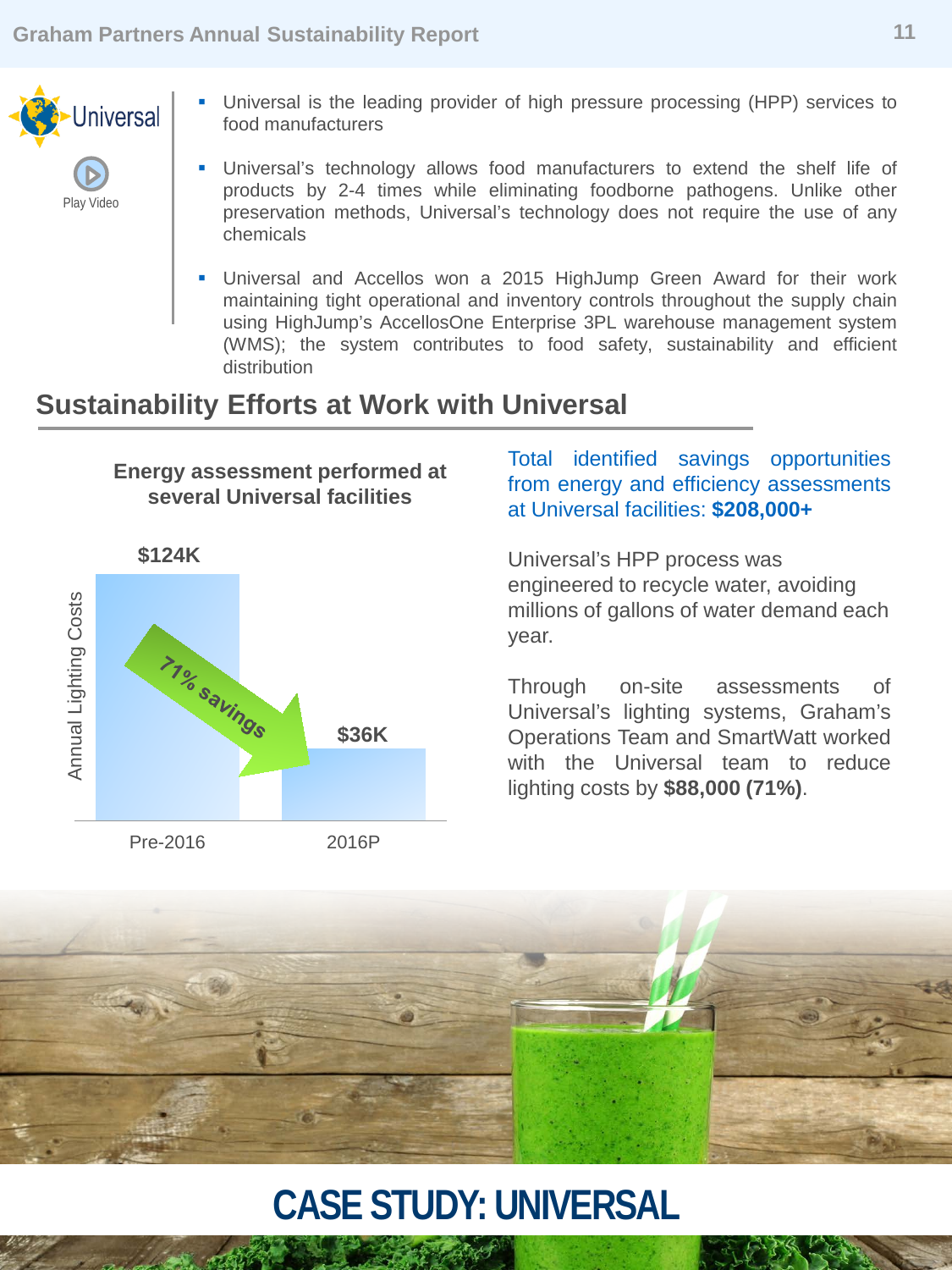Universal

Play Video

- Universal is the leading provider of high pressure processing (HPP) services to food manufacturers
- Universal's technology allows food manufacturers to extend the shelf life of products by 2-4 times while eliminating foodborne pathogens. Unlike other preservation methods, Universal's technology does not require the use of any chemicals
- Universal and Accellos won a 2015 HighJump Green Award for their work maintaining tight operational and inventory controls throughout the supply chain using HighJump's AccellosOne Enterprise 3PL warehouse management system (WMS); the system contributes to food safety, sustainability and efficient distribution

## Sustainability Efforts at Work with Universal

**Energy assessment performed at several Universal facilities**

| | Annual Lighting Costs |
| --- | --- |
| Pre-2016 | $124K |
| 2016P | $36K |

71% savings

Total identified savings opportunities from energy and efficiency assessments at Universal facilities: **$208,000+**

Universal's HPP process was engineered to recycle water, avoiding millions of gallons of water demand each year.

Through on-site assessments of Universal's lighting systems, Graham's Operations Team and SmartWatt worked with the Universal team to reduce lighting costs by **$88,000 (71%)**.

# CASE STUDY: UNIVERSAL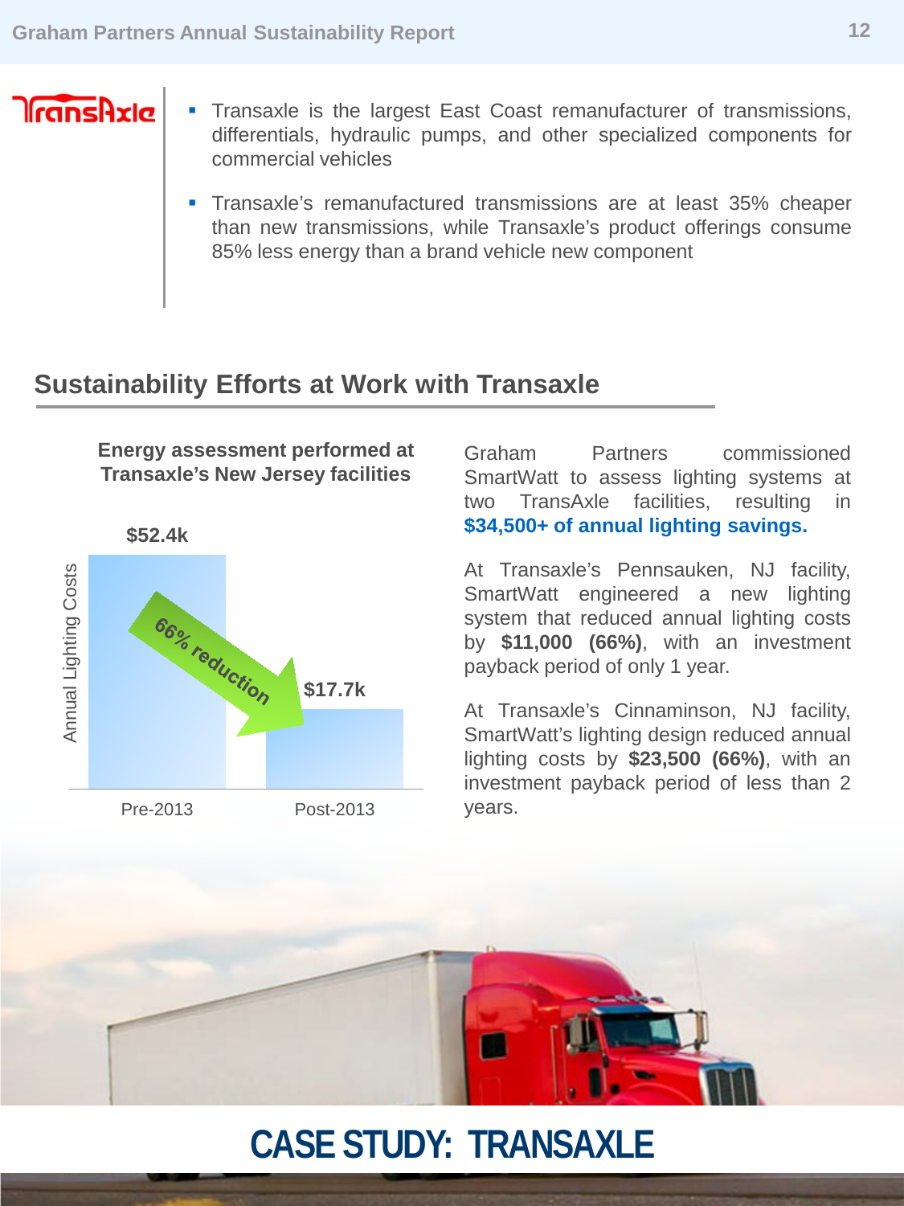TransAxle

- Transaxle is the largest East Coast remanufacturer of transmissions, differentials, hydraulic pumps, and other specialized components for commercial vehicles
- Transaxle's remanufactured transmissions are at least 35% cheaper than new transmissions, while Transaxle's product offerings consume 85% less energy than a brand vehicle new component

## Sustainability Efforts at Work with Transaxle

**Energy assessment performed at Transaxle's New Jersey facilities**

| | Annual Lighting Costs |
|---|---|
| Pre-2013 | $52.4k |
| Post-2013 | $17.7k |

66% reduction

Graham Partners commissioned SmartWatt to assess lighting systems at two TransAxle facilities, resulting in **$34,500+ of annual lighting savings.**

At Transaxle's Pennsauken, NJ facility, SmartWatt engineered a new lighting system that reduced annual lighting costs by **$11,000 (66%)**, with an investment payback period of only 1 year.

At Transaxle's Cinnaminson, NJ facility, SmartWatt's lighting design reduced annual lighting costs by **$23,500 (66%)**, with an investment payback period of less than 2 years.

# CASE STUDY: TRANSAXLE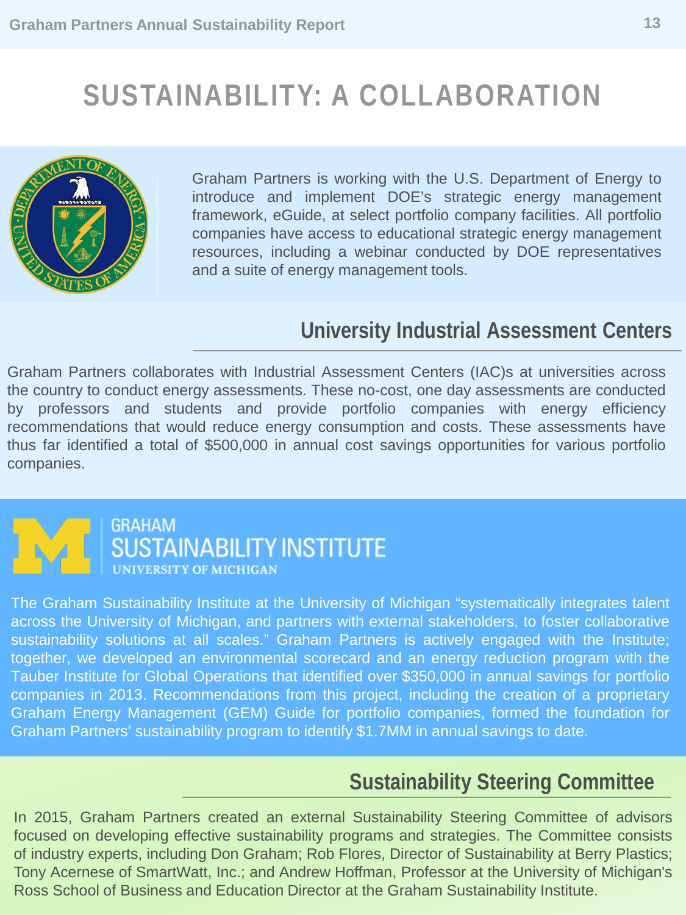# SUSTAINABILITY: A COLLABORATION

Graham Partners is working with the U.S. Department of Energy to introduce and implement DOE's strategic energy management framework, eGuide, at select portfolio company facilities. All portfolio companies have access to educational strategic energy management resources, including a webinar conducted by DOE representatives and a suite of energy management tools.

## University Industrial Assessment Centers

Graham Partners collaborates with Industrial Assessment Centers (IAC)s at universities across the country to conduct energy assessments. These no-cost, one day assessments are conducted by professors and students and provide portfolio companies with energy efficiency recommendations that would reduce energy consumption and costs. These assessments have thus far identified a total of $500,000 in annual cost savings opportunities for various portfolio companies.

## GRAHAM SUSTAINABILITY INSTITUTE – UNIVERSITY OF MICHIGAN

The Graham Sustainability Institute at the University of Michigan "systematically integrates talent across the University of Michigan, and partners with external stakeholders, to foster collaborative sustainability solutions at all scales." Graham Partners is actively engaged with the Institute; together, we developed an environmental scorecard and an energy reduction program with the Tauber Institute for Global Operations that identified over $350,000 in annual savings for portfolio companies in 2013. Recommendations from this project, including the creation of a proprietary Graham Energy Management (GEM) Guide for portfolio companies, formed the foundation for Graham Partners' sustainability program to identify $1.7MM in annual savings to date.

## Sustainability Steering Committee

In 2015, Graham Partners created an external Sustainability Steering Committee of advisors focused on developing effective sustainability programs and strategies. The Committee consists of industry experts, including Don Graham; Rob Flores, Director of Sustainability at Berry Plastics; Tony Acernese of SmartWatt, Inc.; and Andrew Hoffman, Professor at the University of Michigan's Ross School of Business and Education Director at the Graham Sustainability Institute.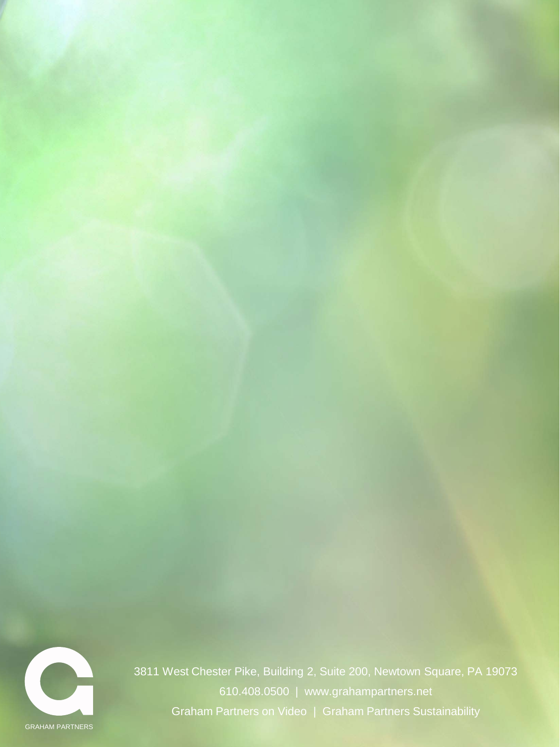GRAHAM PARTNERS

3811 West Chester Pike, Building 2, Suite 200, Newtown Square, PA 19073

610.408.0500 | www.grahampartners.net

Graham Partners on Video | Graham Partners Sustainability